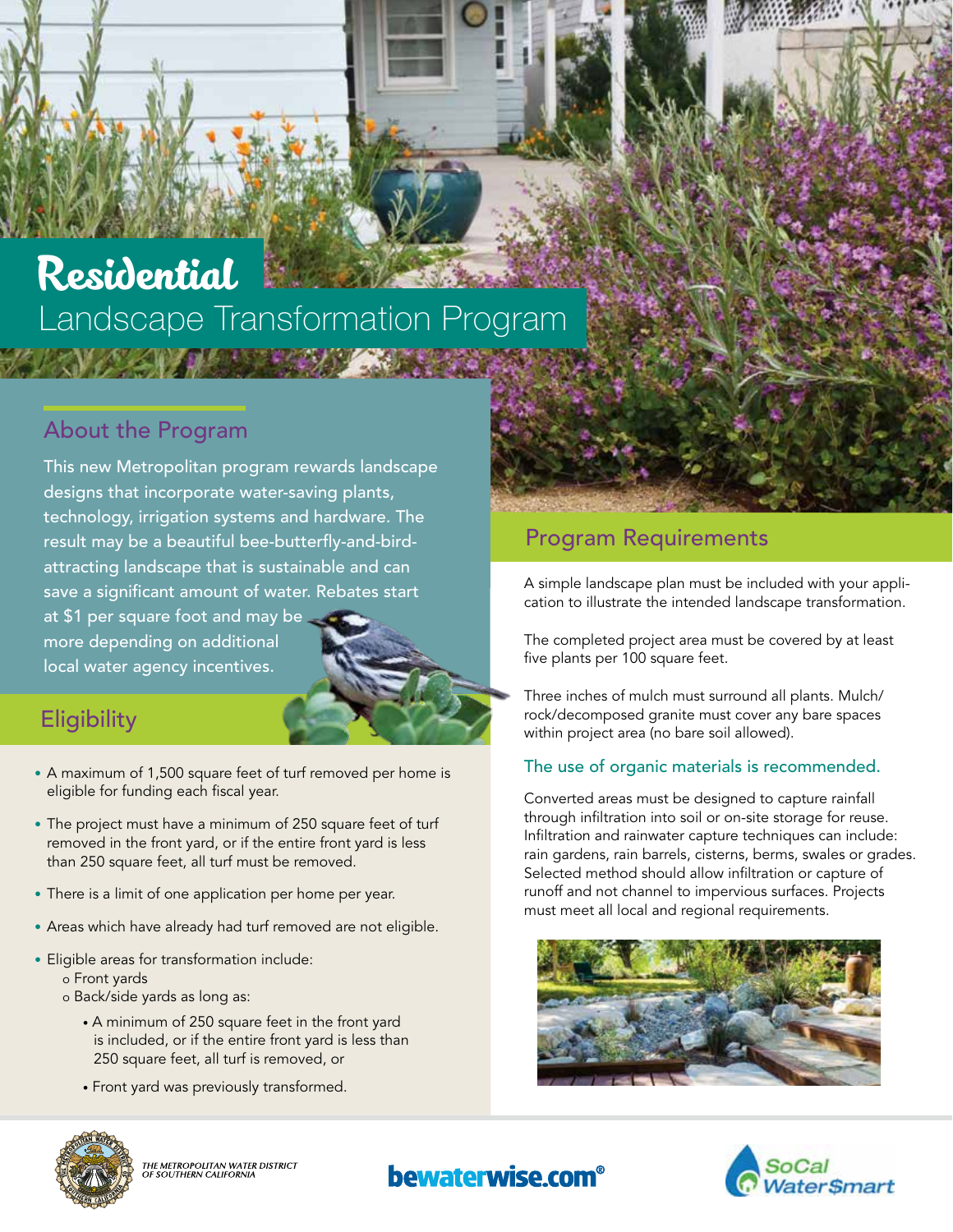# Residential Landscape Transformation Program

## About the Program

This new Metropolitan program rewards landscape designs that incorporate water-saving plants, technology, irrigation systems and hardware. The result may be a beautiful bee-butterfly-and-bird-attracting landscape that is sustainable and can save a significant amount of water. Rebates start at $1 per square foot and may be more depending on additional local water agency incentives.

## Eligibility

- A maximum of 1,500 square feet of turf removed per home is eligible for funding each fiscal year.
- The project must have a minimum of 250 square feet of turf removed in the front yard, or if the entire front yard is less than 250 square feet, all turf must be removed.
- There is a limit of one application per home per year.
- Areas which have already had turf removed are not eligible.
- Eligible areas for transformation include:
  - Front yards
  - Back/side yards as long as:
    - A minimum of 250 square feet in the front yard is included, or if the entire front yard is less than 250 square feet, all turf is removed, or
    - Front yard was previously transformed.

## Program Requirements

A simple landscape plan must be included with your application to illustrate the intended landscape transformation.

The completed project area must be covered by at least five plants per 100 square feet.

Three inches of mulch must surround all plants. Mulch/rock/decomposed granite must cover any bare spaces within project area (no bare soil allowed).

### The use of organic materials is recommended.

Converted areas must be designed to capture rainfall through infiltration into soil or on-site storage for reuse. Infiltration and rainwater capture techniques can include: rain gardens, rain barrels, cisterns, berms, swales or grades. Selected method should allow infiltration or capture of runoff and not channel to impervious surfaces. Projects must meet all local and regional requirements.

THE METROPOLITAN WATER DISTRICT OF SOUTHERN CALIFORNIA

bewaterwise.com®

SoCal Water$mart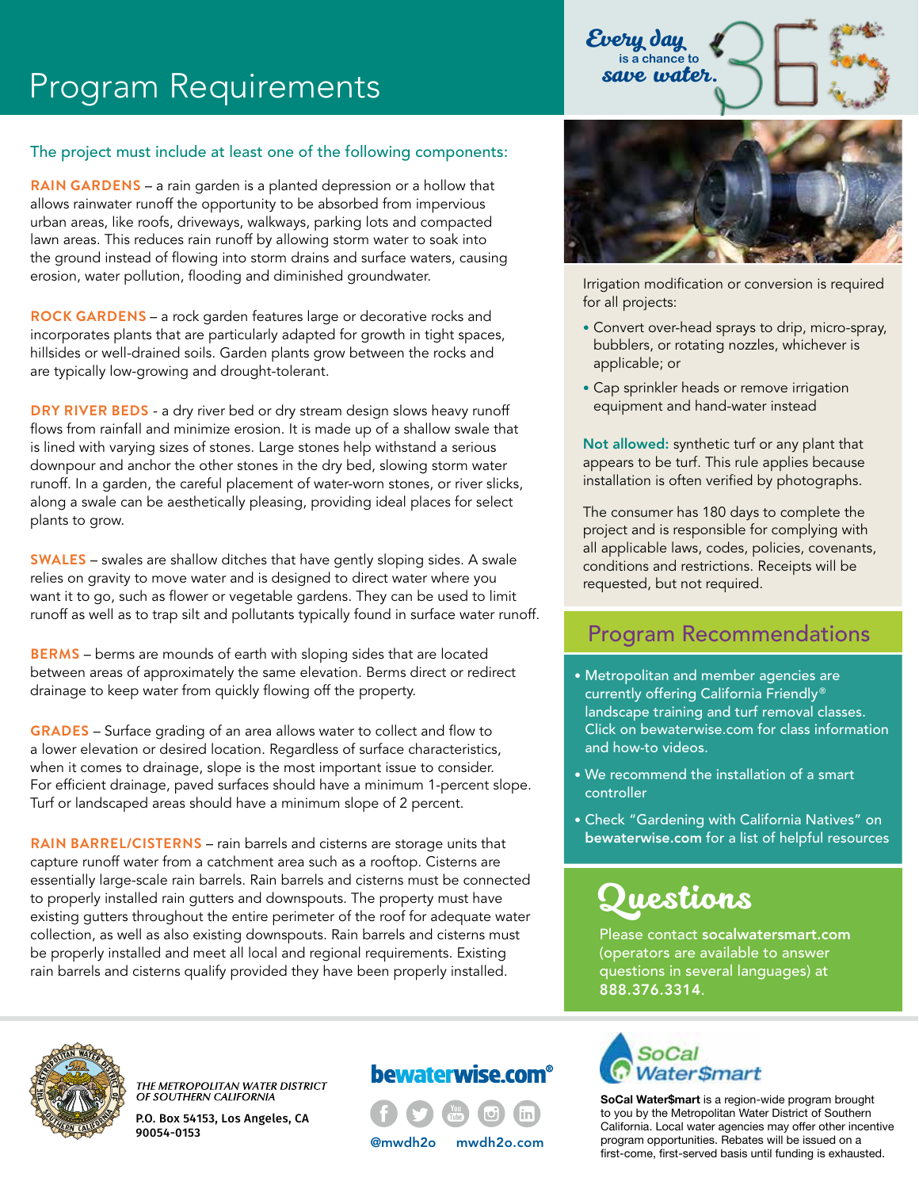# Program Requirements

The project must include at least one of the following components:

**RAIN GARDENS** – a rain garden is a planted depression or a hollow that allows rainwater runoff the opportunity to be absorbed from impervious urban areas, like roofs, driveways, walkways, parking lots and compacted lawn areas. This reduces rain runoff by allowing storm water to soak into the ground instead of flowing into storm drains and surface waters, causing erosion, water pollution, flooding and diminished groundwater.

**ROCK GARDENS** – a rock garden features large or decorative rocks and incorporates plants that are particularly adapted for growth in tight spaces, hillsides or well-drained soils. Garden plants grow between the rocks and are typically low-growing and drought-tolerant.

**DRY RIVER BEDS** - a dry river bed or dry stream design slows heavy runoff flows from rainfall and minimize erosion. It is made up of a shallow swale that is lined with varying sizes of stones. Large stones help withstand a serious downpour and anchor the other stones in the dry bed, slowing storm water runoff. In a garden, the careful placement of water-worn stones, or river slicks, along a swale can be aesthetically pleasing, providing ideal places for select plants to grow.

**SWALES** – swales are shallow ditches that have gently sloping sides. A swale relies on gravity to move water and is designed to direct water where you want it to go, such as flower or vegetable gardens. They can be used to limit runoff as well as to trap silt and pollutants typically found in surface water runoff.

**BERMS** – berms are mounds of earth with sloping sides that are located between areas of approximately the same elevation. Berms direct or redirect drainage to keep water from quickly flowing off the property.

**GRADES** – Surface grading of an area allows water to collect and flow to a lower elevation or desired location. Regardless of surface characteristics, when it comes to drainage, slope is the most important issue to consider. For efficient drainage, paved surfaces should have a minimum 1-percent slope. Turf or landscaped areas should have a minimum slope of 2 percent.

**RAIN BARREL/CISTERNS** – rain barrels and cisterns are storage units that capture runoff water from a catchment area such as a rooftop. Cisterns are essentially large-scale rain barrels. Rain barrels and cisterns must be connected to properly installed rain gutters and downspouts. The property must have existing gutters throughout the entire perimeter of the roof for adequate water collection, as well as also existing downspouts. Rain barrels and cisterns must be properly installed and meet all local and regional requirements. Existing rain barrels and cisterns qualify provided they have been properly installed.

*Every day is a chance to save water.* 365

Irrigation modification or conversion is required for all projects:

- Convert over-head sprays to drip, micro-spray, bubblers, or rotating nozzles, whichever is applicable; or
- Cap sprinkler heads or remove irrigation equipment and hand-water instead

**Not allowed:** synthetic turf or any plant that appears to be turf. This rule applies because installation is often verified by photographs.

The consumer has 180 days to complete the project and is responsible for complying with all applicable laws, codes, policies, covenants, conditions and restrictions. Receipts will be requested, but not required.

## Program Recommendations

- Metropolitan and member agencies are currently offering California Friendly® landscape training and turf removal classes. Click on bewaterwise.com for class information and how-to videos.
- We recommend the installation of a smart controller
- Check "Gardening with California Natives" on **bewaterwise.com** for a list of helpful resources

## Questions

Please contact **socalwatersmart.com** (operators are available to answer questions in several languages) at **888.376.3314**.

*THE METROPOLITAN WATER DISTRICT OF SOUTHERN CALIFORNIA*

**P.O. Box 54153, Los Angeles, CA 90054-0153**

**bewaterwise.com®**

**@mwdh2o** **mwdh2o.com**

SoCal Water$mart

**SoCal Water$mart** is a region-wide program brought to you by the Metropolitan Water District of Southern California. Local water agencies may offer other incentive program opportunities. Rebates will be issued on a first-come, first-served basis until funding is exhausted.